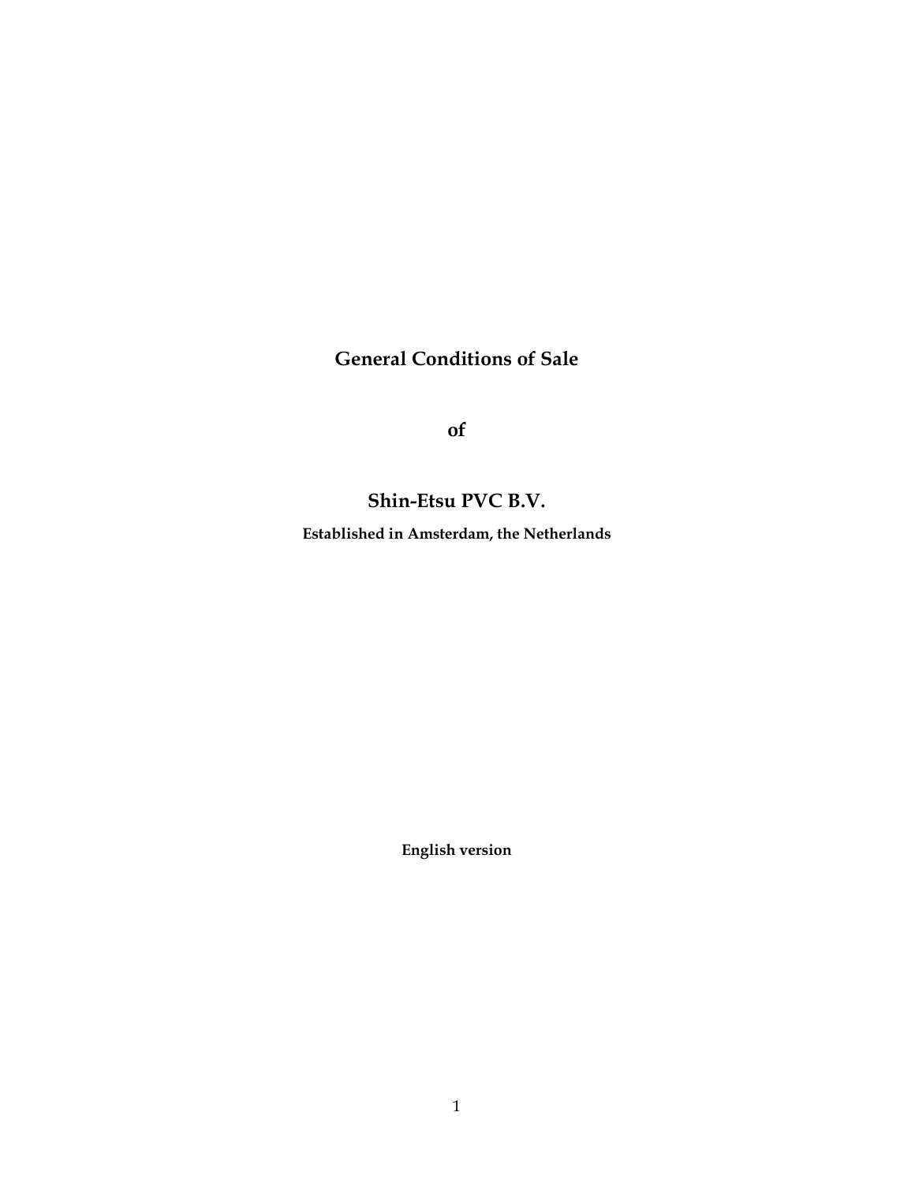# General Conditions of Sale

# of

# Shin-Etsu PVC B.V.

**Established in Amsterdam, the Netherlands**

**English version**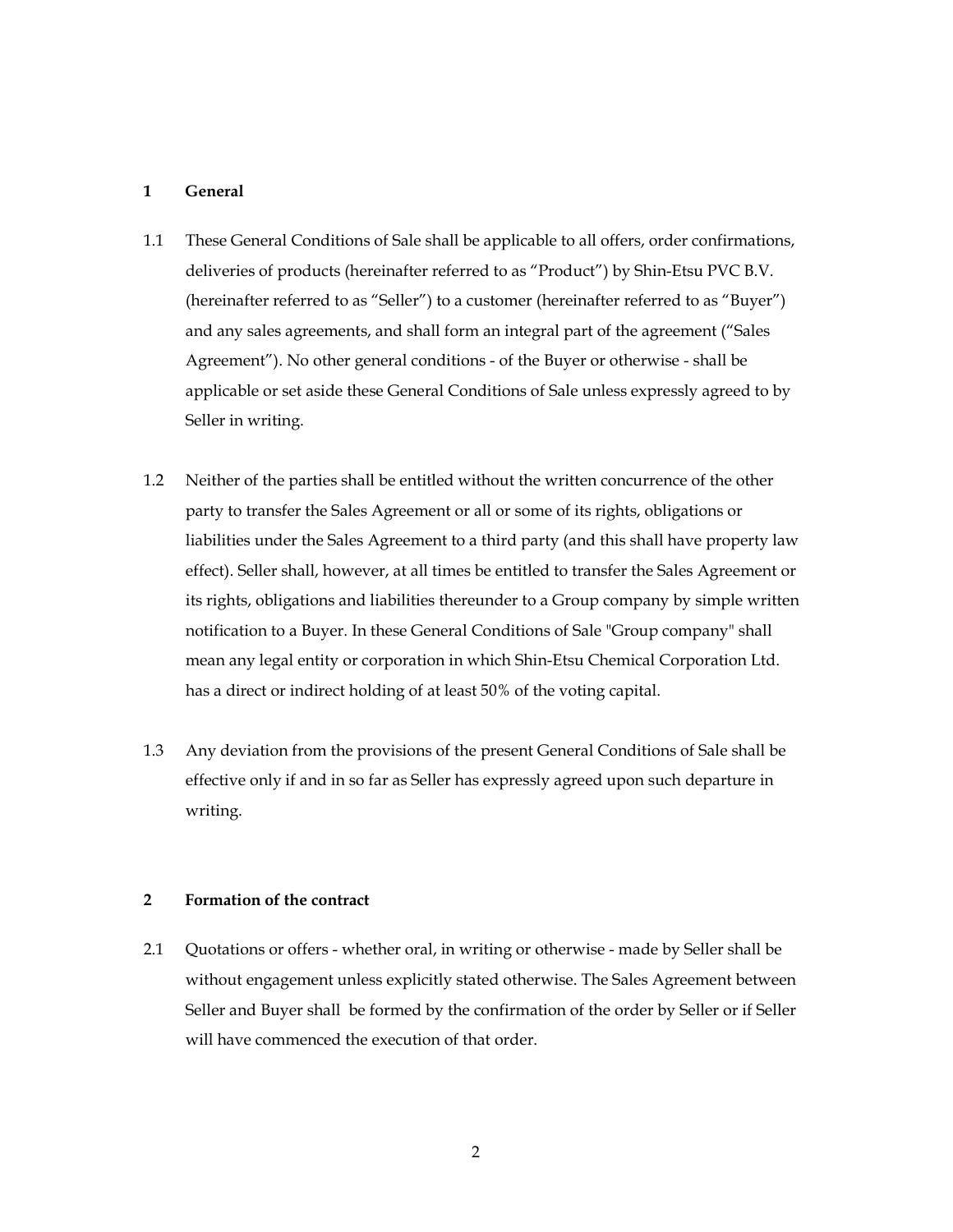## 1 General

1.1 These General Conditions of Sale shall be applicable to all offers, order confirmations, deliveries of products (hereinafter referred to as "Product") by Shin-Etsu PVC B.V. (hereinafter referred to as "Seller") to a customer (hereinafter referred to as "Buyer") and any sales agreements, and shall form an integral part of the agreement ("Sales Agreement"). No other general conditions - of the Buyer or otherwise - shall be applicable or set aside these General Conditions of Sale unless expressly agreed to by Seller in writing.

1.2 Neither of the parties shall be entitled without the written concurrence of the other party to transfer the Sales Agreement or all or some of its rights, obligations or liabilities under the Sales Agreement to a third party (and this shall have property law effect). Seller shall, however, at all times be entitled to transfer the Sales Agreement or its rights, obligations and liabilities thereunder to a Group company by simple written notification to a Buyer. In these General Conditions of Sale "Group company" shall mean any legal entity or corporation in which Shin-Etsu Chemical Corporation Ltd. has a direct or indirect holding of at least 50% of the voting capital.

1.3 Any deviation from the provisions of the present General Conditions of Sale shall be effective only if and in so far as Seller has expressly agreed upon such departure in writing.

## 2 Formation of the contract

2.1 Quotations or offers - whether oral, in writing or otherwise - made by Seller shall be without engagement unless explicitly stated otherwise. The Sales Agreement between Seller and Buyer shall be formed by the confirmation of the order by Seller or if Seller will have commenced the execution of that order.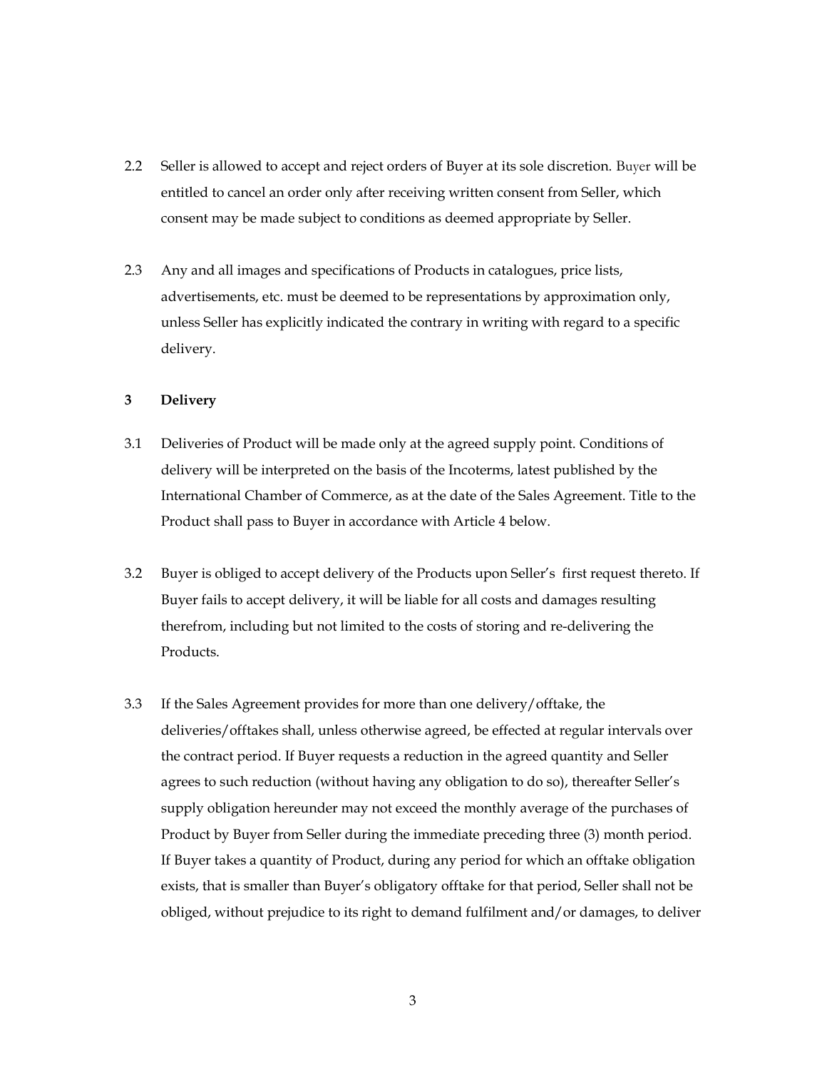2.2 Seller is allowed to accept and reject orders of Buyer at its sole discretion. Buyer will be entitled to cancel an order only after receiving written consent from Seller, which consent may be made subject to conditions as deemed appropriate by Seller.

2.3 Any and all images and specifications of Products in catalogues, price lists, advertisements, etc. must be deemed to be representations by approximation only, unless Seller has explicitly indicated the contrary in writing with regard to a specific delivery.

## 3 Delivery

3.1 Deliveries of Product will be made only at the agreed supply point. Conditions of delivery will be interpreted on the basis of the Incoterms, latest published by the International Chamber of Commerce, as at the date of the Sales Agreement. Title to the Product shall pass to Buyer in accordance with Article 4 below.

3.2 Buyer is obliged to accept delivery of the Products upon Seller's first request thereto. If Buyer fails to accept delivery, it will be liable for all costs and damages resulting therefrom, including but not limited to the costs of storing and re-delivering the Products.

3.3 If the Sales Agreement provides for more than one delivery/offtake, the deliveries/offtakes shall, unless otherwise agreed, be effected at regular intervals over the contract period. If Buyer requests a reduction in the agreed quantity and Seller agrees to such reduction (without having any obligation to do so), thereafter Seller's supply obligation hereunder may not exceed the monthly average of the purchases of Product by Buyer from Seller during the immediate preceding three (3) month period. If Buyer takes a quantity of Product, during any period for which an offtake obligation exists, that is smaller than Buyer's obligatory offtake for that period, Seller shall not be obliged, without prejudice to its right to demand fulfilment and/or damages, to deliver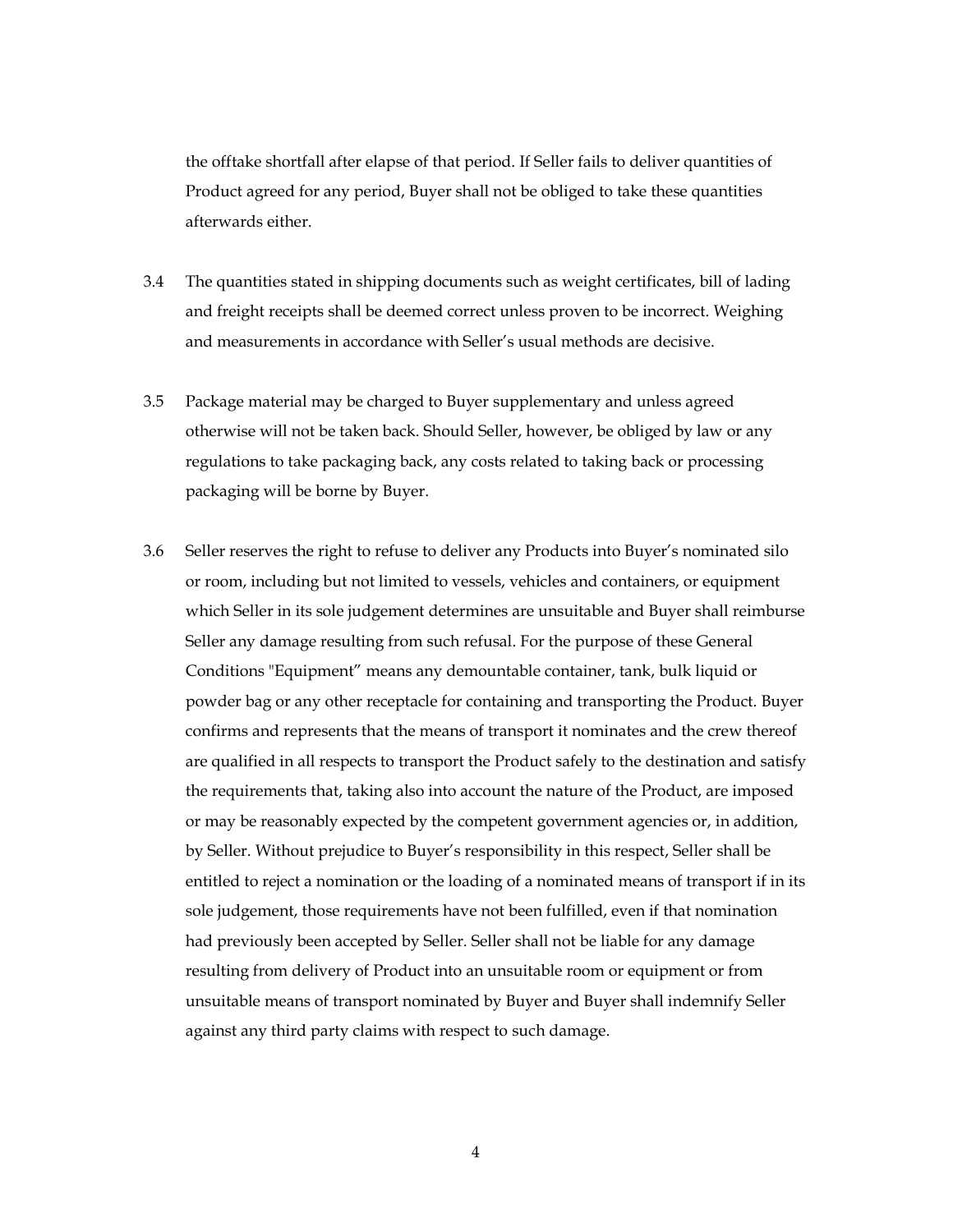the offtake shortfall after elapse of that period. If Seller fails to deliver quantities of Product agreed for any period, Buyer shall not be obliged to take these quantities afterwards either.

3.4 The quantities stated in shipping documents such as weight certificates, bill of lading and freight receipts shall be deemed correct unless proven to be incorrect. Weighing and measurements in accordance with Seller's usual methods are decisive.

3.5 Package material may be charged to Buyer supplementary and unless agreed otherwise will not be taken back. Should Seller, however, be obliged by law or any regulations to take packaging back, any costs related to taking back or processing packaging will be borne by Buyer.

3.6 Seller reserves the right to refuse to deliver any Products into Buyer's nominated silo or room, including but not limited to vessels, vehicles and containers, or equipment which Seller in its sole judgement determines are unsuitable and Buyer shall reimburse Seller any damage resulting from such refusal. For the purpose of these General Conditions "Equipment" means any demountable container, tank, bulk liquid or powder bag or any other receptacle for containing and transporting the Product. Buyer confirms and represents that the means of transport it nominates and the crew thereof are qualified in all respects to transport the Product safely to the destination and satisfy the requirements that, taking also into account the nature of the Product, are imposed or may be reasonably expected by the competent government agencies or, in addition, by Seller. Without prejudice to Buyer's responsibility in this respect, Seller shall be entitled to reject a nomination or the loading of a nominated means of transport if in its sole judgement, those requirements have not been fulfilled, even if that nomination had previously been accepted by Seller. Seller shall not be liable for any damage resulting from delivery of Product into an unsuitable room or equipment or from unsuitable means of transport nominated by Buyer and Buyer shall indemnify Seller against any third party claims with respect to such damage.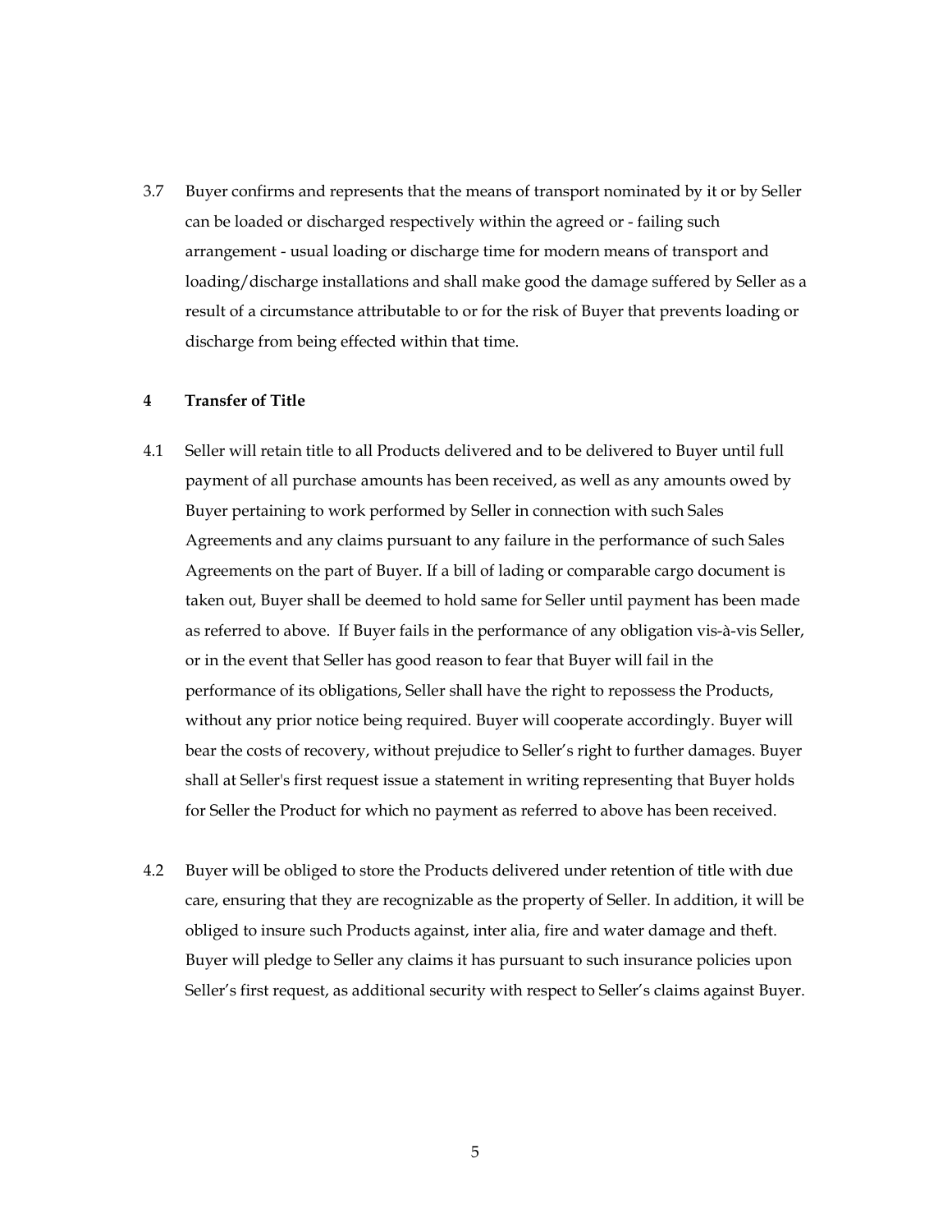3.7 Buyer confirms and represents that the means of transport nominated by it or by Seller can be loaded or discharged respectively within the agreed or - failing such arrangement - usual loading or discharge time for modern means of transport and loading/discharge installations and shall make good the damage suffered by Seller as a result of a circumstance attributable to or for the risk of Buyer that prevents loading or discharge from being effected within that time.

**4 Transfer of Title**

4.1 Seller will retain title to all Products delivered and to be delivered to Buyer until full payment of all purchase amounts has been received, as well as any amounts owed by Buyer pertaining to work performed by Seller in connection with such Sales Agreements and any claims pursuant to any failure in the performance of such Sales Agreements on the part of Buyer. If a bill of lading or comparable cargo document is taken out, Buyer shall be deemed to hold same for Seller until payment has been made as referred to above. If Buyer fails in the performance of any obligation vis-à-vis Seller, or in the event that Seller has good reason to fear that Buyer will fail in the performance of its obligations, Seller shall have the right to repossess the Products, without any prior notice being required. Buyer will cooperate accordingly. Buyer will bear the costs of recovery, without prejudice to Seller's right to further damages. Buyer shall at Seller's first request issue a statement in writing representing that Buyer holds for Seller the Product for which no payment as referred to above has been received.

4.2 Buyer will be obliged to store the Products delivered under retention of title with due care, ensuring that they are recognizable as the property of Seller. In addition, it will be obliged to insure such Products against, inter alia, fire and water damage and theft. Buyer will pledge to Seller any claims it has pursuant to such insurance policies upon Seller's first request, as additional security with respect to Seller's claims against Buyer.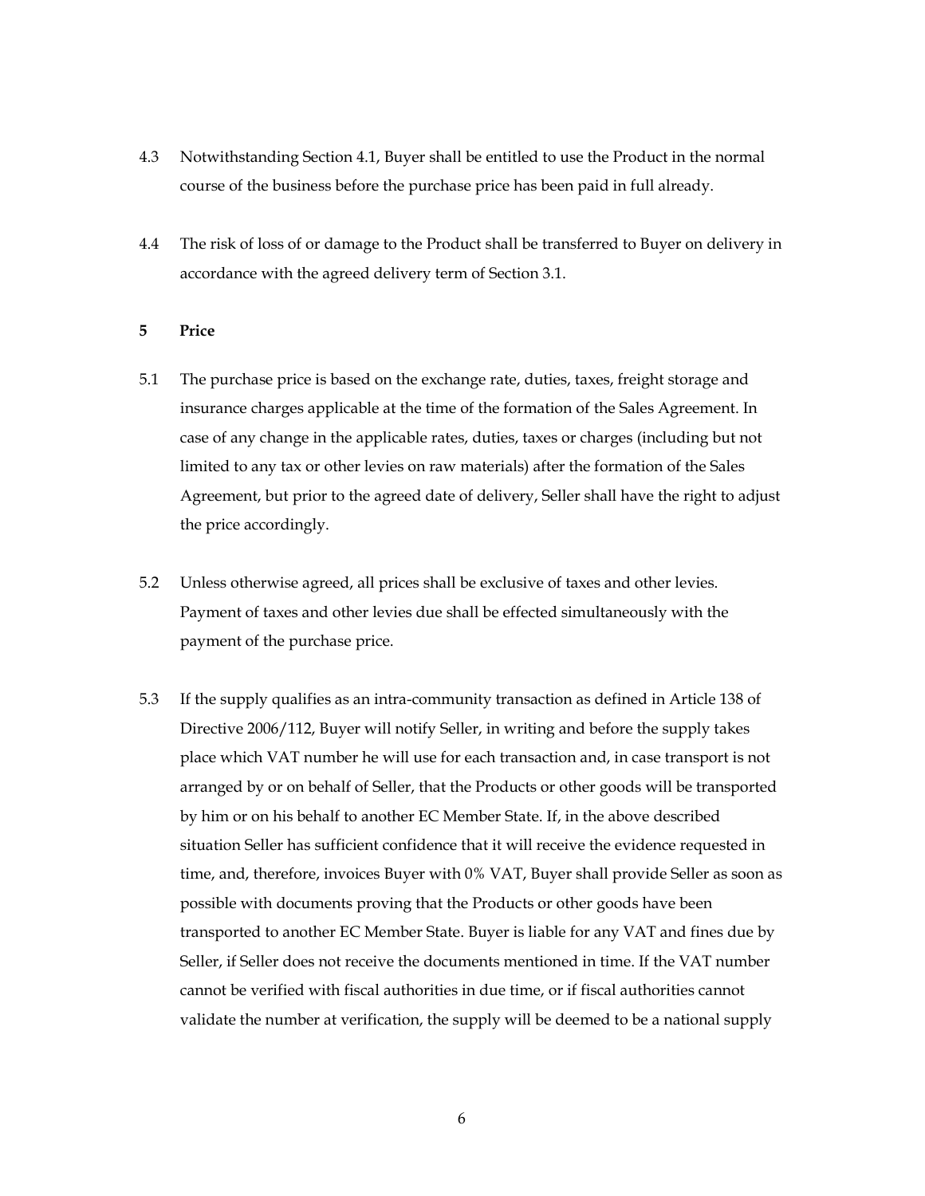4.3 Notwithstanding Section 4.1, Buyer shall be entitled to use the Product in the normal course of the business before the purchase price has been paid in full already.

4.4 The risk of loss of or damage to the Product shall be transferred to Buyer on delivery in accordance with the agreed delivery term of Section 3.1.

## 5 Price

5.1 The purchase price is based on the exchange rate, duties, taxes, freight storage and insurance charges applicable at the time of the formation of the Sales Agreement. In case of any change in the applicable rates, duties, taxes or charges (including but not limited to any tax or other levies on raw materials) after the formation of the Sales Agreement, but prior to the agreed date of delivery, Seller shall have the right to adjust the price accordingly.

5.2 Unless otherwise agreed, all prices shall be exclusive of taxes and other levies. Payment of taxes and other levies due shall be effected simultaneously with the payment of the purchase price.

5.3 If the supply qualifies as an intra-community transaction as defined in Article 138 of Directive 2006/112, Buyer will notify Seller, in writing and before the supply takes place which VAT number he will use for each transaction and, in case transport is not arranged by or on behalf of Seller, that the Products or other goods will be transported by him or on his behalf to another EC Member State. If, in the above described situation Seller has sufficient confidence that it will receive the evidence requested in time, and, therefore, invoices Buyer with 0% VAT, Buyer shall provide Seller as soon as possible with documents proving that the Products or other goods have been transported to another EC Member State. Buyer is liable for any VAT and fines due by Seller, if Seller does not receive the documents mentioned in time. If the VAT number cannot be verified with fiscal authorities in due time, or if fiscal authorities cannot validate the number at verification, the supply will be deemed to be a national supply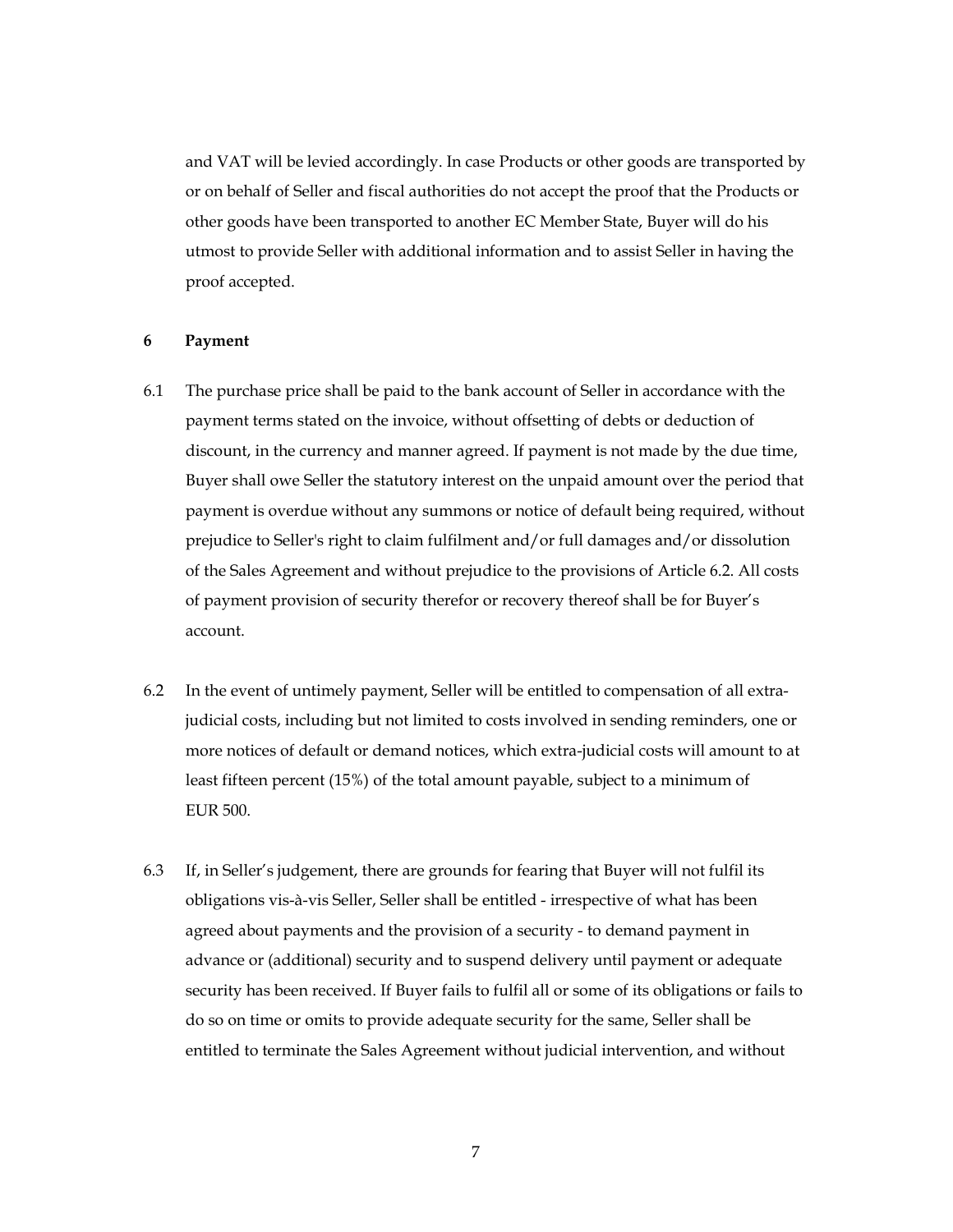and VAT will be levied accordingly. In case Products or other goods are transported by or on behalf of Seller and fiscal authorities do not accept the proof that the Products or other goods have been transported to another EC Member State, Buyer will do his utmost to provide Seller with additional information and to assist Seller in having the proof accepted.

## 6 Payment

6.1 The purchase price shall be paid to the bank account of Seller in accordance with the payment terms stated on the invoice, without offsetting of debts or deduction of discount, in the currency and manner agreed. If payment is not made by the due time, Buyer shall owe Seller the statutory interest on the unpaid amount over the period that payment is overdue without any summons or notice of default being required, without prejudice to Seller's right to claim fulfilment and/or full damages and/or dissolution of the Sales Agreement and without prejudice to the provisions of Article 6.2. All costs of payment provision of security therefor or recovery thereof shall be for Buyer's account.

6.2 In the event of untimely payment, Seller will be entitled to compensation of all extra-judicial costs, including but not limited to costs involved in sending reminders, one or more notices of default or demand notices, which extra-judicial costs will amount to at least fifteen percent (15%) of the total amount payable, subject to a minimum of EUR 500.

6.3 If, in Seller's judgement, there are grounds for fearing that Buyer will not fulfil its obligations vis-à-vis Seller, Seller shall be entitled - irrespective of what has been agreed about payments and the provision of a security - to demand payment in advance or (additional) security and to suspend delivery until payment or adequate security has been received. If Buyer fails to fulfil all or some of its obligations or fails to do so on time or omits to provide adequate security for the same, Seller shall be entitled to terminate the Sales Agreement without judicial intervention, and without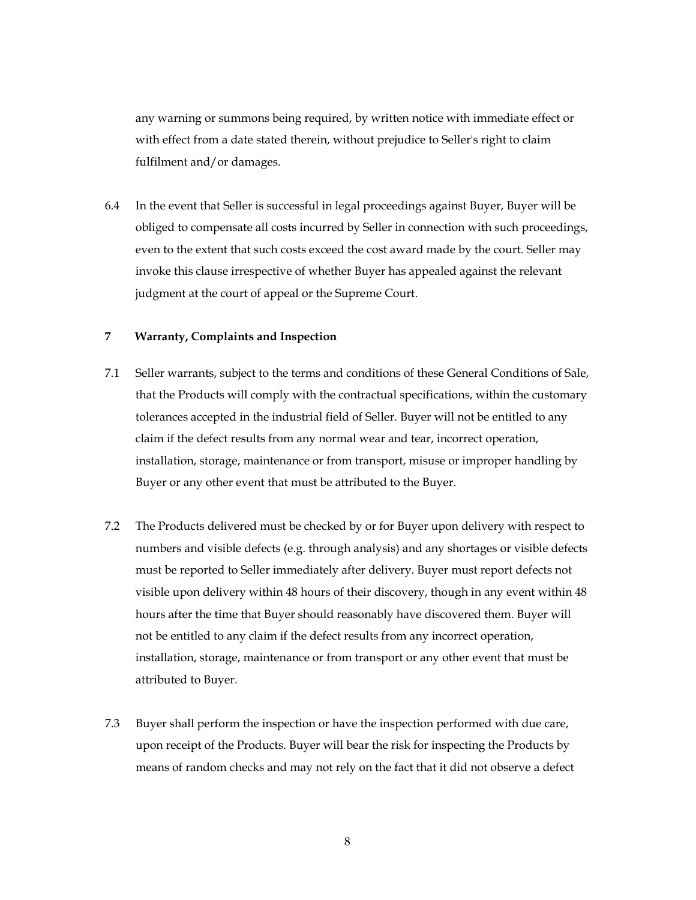any warning or summons being required, by written notice with immediate effect or with effect from a date stated therein, without prejudice to Seller's right to claim fulfilment and/or damages.

6.4 In the event that Seller is successful in legal proceedings against Buyer, Buyer will be obliged to compensate all costs incurred by Seller in connection with such proceedings, even to the extent that such costs exceed the cost award made by the court. Seller may invoke this clause irrespective of whether Buyer has appealed against the relevant judgment at the court of appeal or the Supreme Court.

## 7 Warranty, Complaints and Inspection

7.1 Seller warrants, subject to the terms and conditions of these General Conditions of Sale, that the Products will comply with the contractual specifications, within the customary tolerances accepted in the industrial field of Seller. Buyer will not be entitled to any claim if the defect results from any normal wear and tear, incorrect operation, installation, storage, maintenance or from transport, misuse or improper handling by Buyer or any other event that must be attributed to the Buyer.

7.2 The Products delivered must be checked by or for Buyer upon delivery with respect to numbers and visible defects (e.g. through analysis) and any shortages or visible defects must be reported to Seller immediately after delivery. Buyer must report defects not visible upon delivery within 48 hours of their discovery, though in any event within 48 hours after the time that Buyer should reasonably have discovered them. Buyer will not be entitled to any claim if the defect results from any incorrect operation, installation, storage, maintenance or from transport or any other event that must be attributed to Buyer.

7.3 Buyer shall perform the inspection or have the inspection performed with due care, upon receipt of the Products. Buyer will bear the risk for inspecting the Products by means of random checks and may not rely on the fact that it did not observe a defect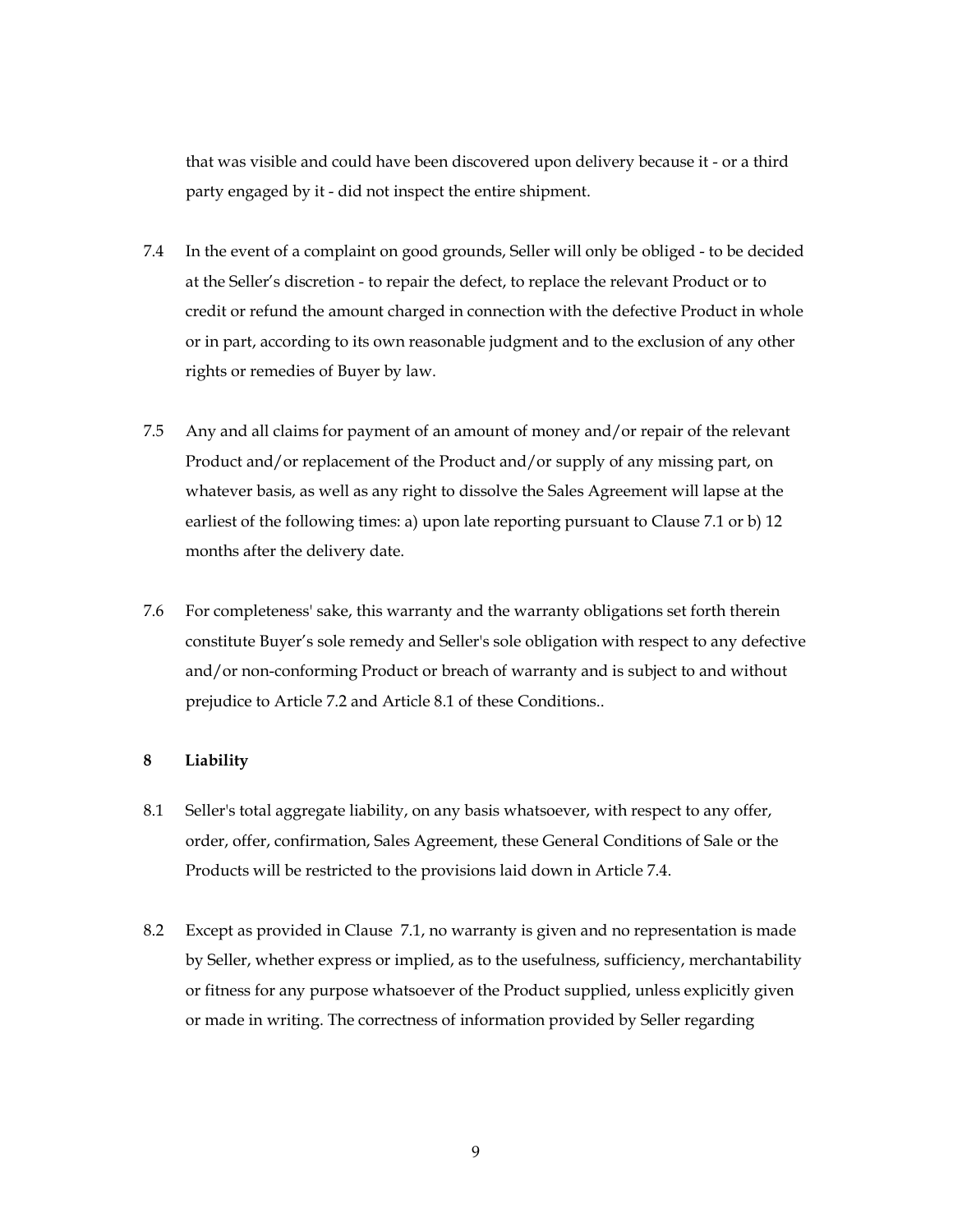that was visible and could have been discovered upon delivery because it - or a third party engaged by it - did not inspect the entire shipment.

7.4 In the event of a complaint on good grounds, Seller will only be obliged - to be decided at the Seller's discretion - to repair the defect, to replace the relevant Product or to credit or refund the amount charged in connection with the defective Product in whole or in part, according to its own reasonable judgment and to the exclusion of any other rights or remedies of Buyer by law.

7.5 Any and all claims for payment of an amount of money and/or repair of the relevant Product and/or replacement of the Product and/or supply of any missing part, on whatever basis, as well as any right to dissolve the Sales Agreement will lapse at the earliest of the following times: a) upon late reporting pursuant to Clause 7.1 or b) 12 months after the delivery date.

7.6 For completeness' sake, this warranty and the warranty obligations set forth therein constitute Buyer's sole remedy and Seller's sole obligation with respect to any defective and/or non-conforming Product or breach of warranty and is subject to and without prejudice to Article 7.2 and Article 8.1 of these Conditions..

**8 Liability**

8.1 Seller's total aggregate liability, on any basis whatsoever, with respect to any offer, order, offer, confirmation, Sales Agreement, these General Conditions of Sale or the Products will be restricted to the provisions laid down in Article 7.4.

8.2 Except as provided in Clause 7.1, no warranty is given and no representation is made by Seller, whether express or implied, as to the usefulness, sufficiency, merchantability or fitness for any purpose whatsoever of the Product supplied, unless explicitly given or made in writing. The correctness of information provided by Seller regarding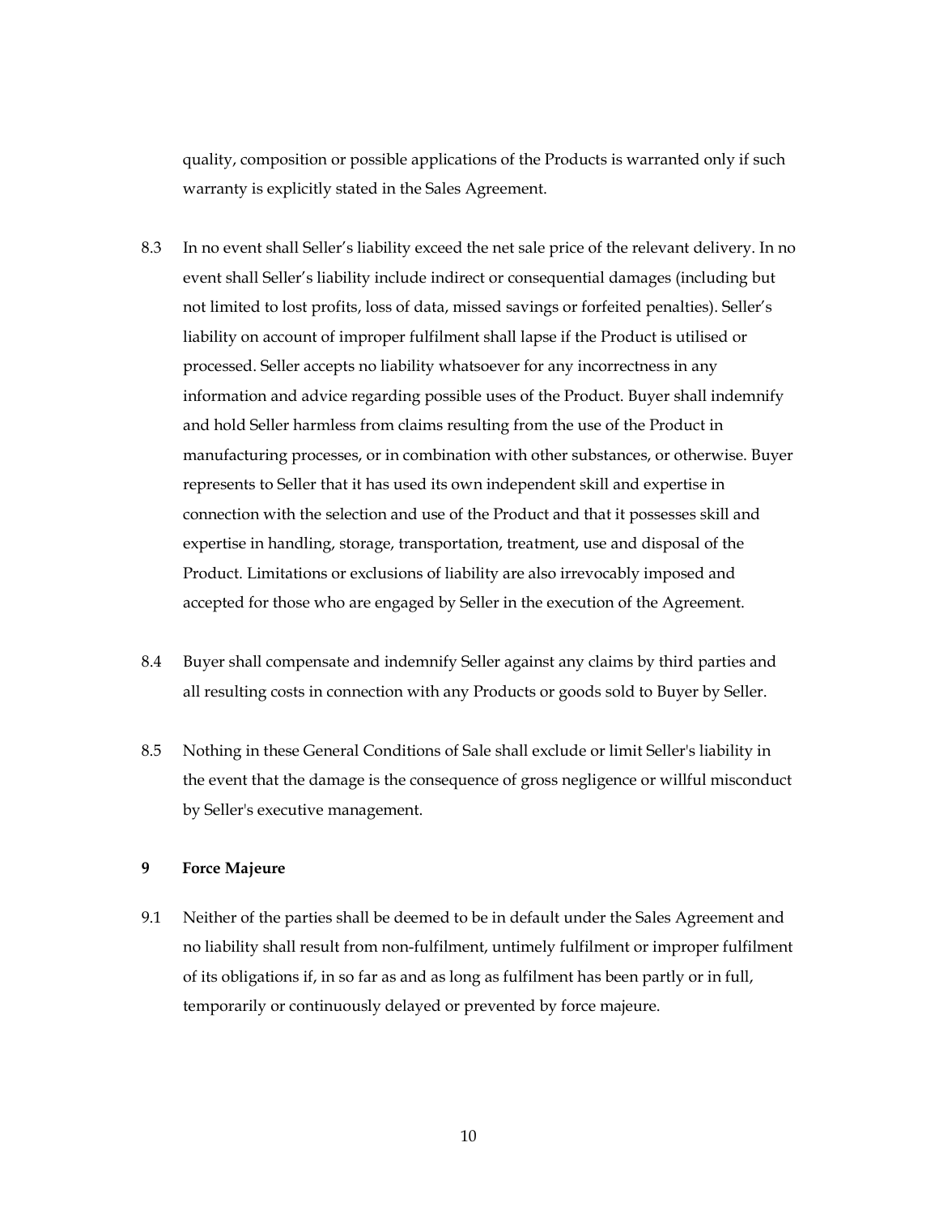quality, composition or possible applications of the Products is warranted only if such warranty is explicitly stated in the Sales Agreement.

8.3 In no event shall Seller's liability exceed the net sale price of the relevant delivery. In no event shall Seller's liability include indirect or consequential damages (including but not limited to lost profits, loss of data, missed savings or forfeited penalties). Seller's liability on account of improper fulfilment shall lapse if the Product is utilised or processed. Seller accepts no liability whatsoever for any incorrectness in any information and advice regarding possible uses of the Product. Buyer shall indemnify and hold Seller harmless from claims resulting from the use of the Product in manufacturing processes, or in combination with other substances, or otherwise. Buyer represents to Seller that it has used its own independent skill and expertise in connection with the selection and use of the Product and that it possesses skill and expertise in handling, storage, transportation, treatment, use and disposal of the Product. Limitations or exclusions of liability are also irrevocably imposed and accepted for those who are engaged by Seller in the execution of the Agreement.

8.4 Buyer shall compensate and indemnify Seller against any claims by third parties and all resulting costs in connection with any Products or goods sold to Buyer by Seller.

8.5 Nothing in these General Conditions of Sale shall exclude or limit Seller's liability in the event that the damage is the consequence of gross negligence or willful misconduct by Seller's executive management.

## 9 Force Majeure

9.1 Neither of the parties shall be deemed to be in default under the Sales Agreement and no liability shall result from non-fulfilment, untimely fulfilment or improper fulfilment of its obligations if, in so far as and as long as fulfilment has been partly or in full, temporarily or continuously delayed or prevented by force majeure.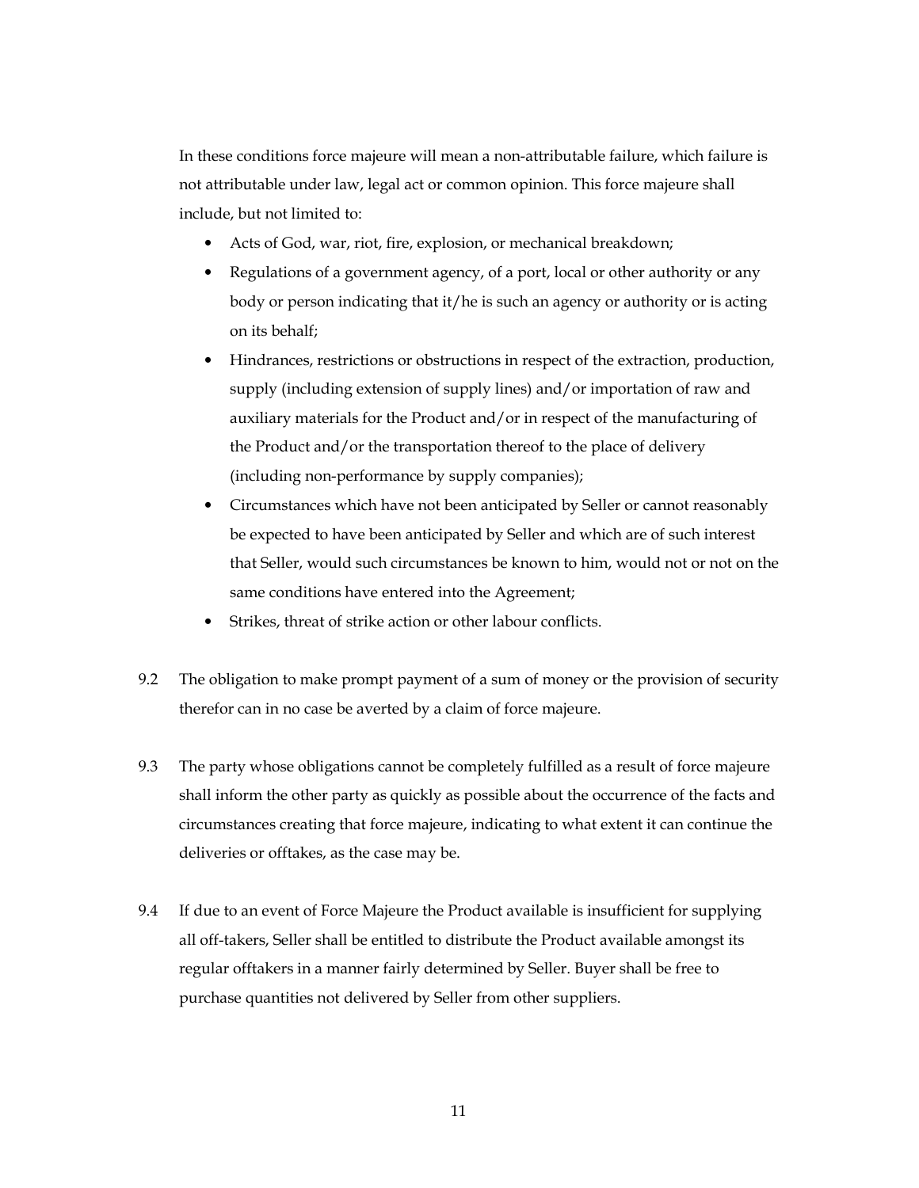In these conditions force majeure will mean a non-attributable failure, which failure is not attributable under law, legal act or common opinion. This force majeure shall include, but not limited to:

- Acts of God, war, riot, fire, explosion, or mechanical breakdown;
- Regulations of a government agency, of a port, local or other authority or any body or person indicating that it/he is such an agency or authority or is acting on its behalf;
- Hindrances, restrictions or obstructions in respect of the extraction, production, supply (including extension of supply lines) and/or importation of raw and auxiliary materials for the Product and/or in respect of the manufacturing of the Product and/or the transportation thereof to the place of delivery (including non-performance by supply companies);
- Circumstances which have not been anticipated by Seller or cannot reasonably be expected to have been anticipated by Seller and which are of such interest that Seller, would such circumstances be known to him, would not or not on the same conditions have entered into the Agreement;
- Strikes, threat of strike action or other labour conflicts.

9.2 The obligation to make prompt payment of a sum of money or the provision of security therefor can in no case be averted by a claim of force majeure.

9.3 The party whose obligations cannot be completely fulfilled as a result of force majeure shall inform the other party as quickly as possible about the occurrence of the facts and circumstances creating that force majeure, indicating to what extent it can continue the deliveries or offtakes, as the case may be.

9.4 If due to an event of Force Majeure the Product available is insufficient for supplying all off-takers, Seller shall be entitled to distribute the Product available amongst its regular offtakers in a manner fairly determined by Seller. Buyer shall be free to purchase quantities not delivered by Seller from other suppliers.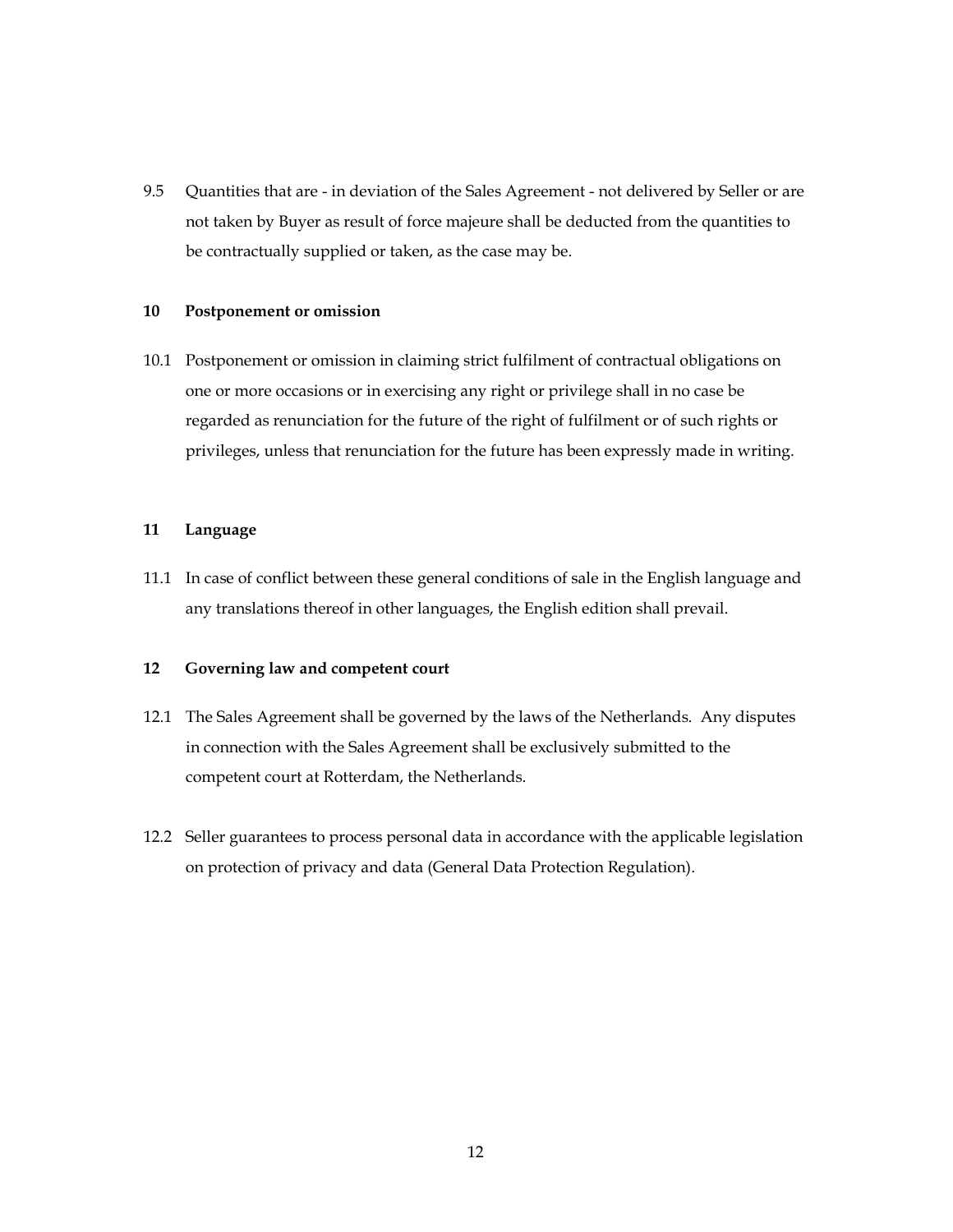9.5 Quantities that are - in deviation of the Sales Agreement - not delivered by Seller or are not taken by Buyer as result of force majeure shall be deducted from the quantities to be contractually supplied or taken, as the case may be.

## 10 Postponement or omission

10.1 Postponement or omission in claiming strict fulfilment of contractual obligations on one or more occasions or in exercising any right or privilege shall in no case be regarded as renunciation for the future of the right of fulfilment or of such rights or privileges, unless that renunciation for the future has been expressly made in writing.

## 11 Language

11.1 In case of conflict between these general conditions of sale in the English language and any translations thereof in other languages, the English edition shall prevail.

## 12 Governing law and competent court

12.1 The Sales Agreement shall be governed by the laws of the Netherlands. Any disputes in connection with the Sales Agreement shall be exclusively submitted to the competent court at Rotterdam, the Netherlands.

12.2 Seller guarantees to process personal data in accordance with the applicable legislation on protection of privacy and data (General Data Protection Regulation).